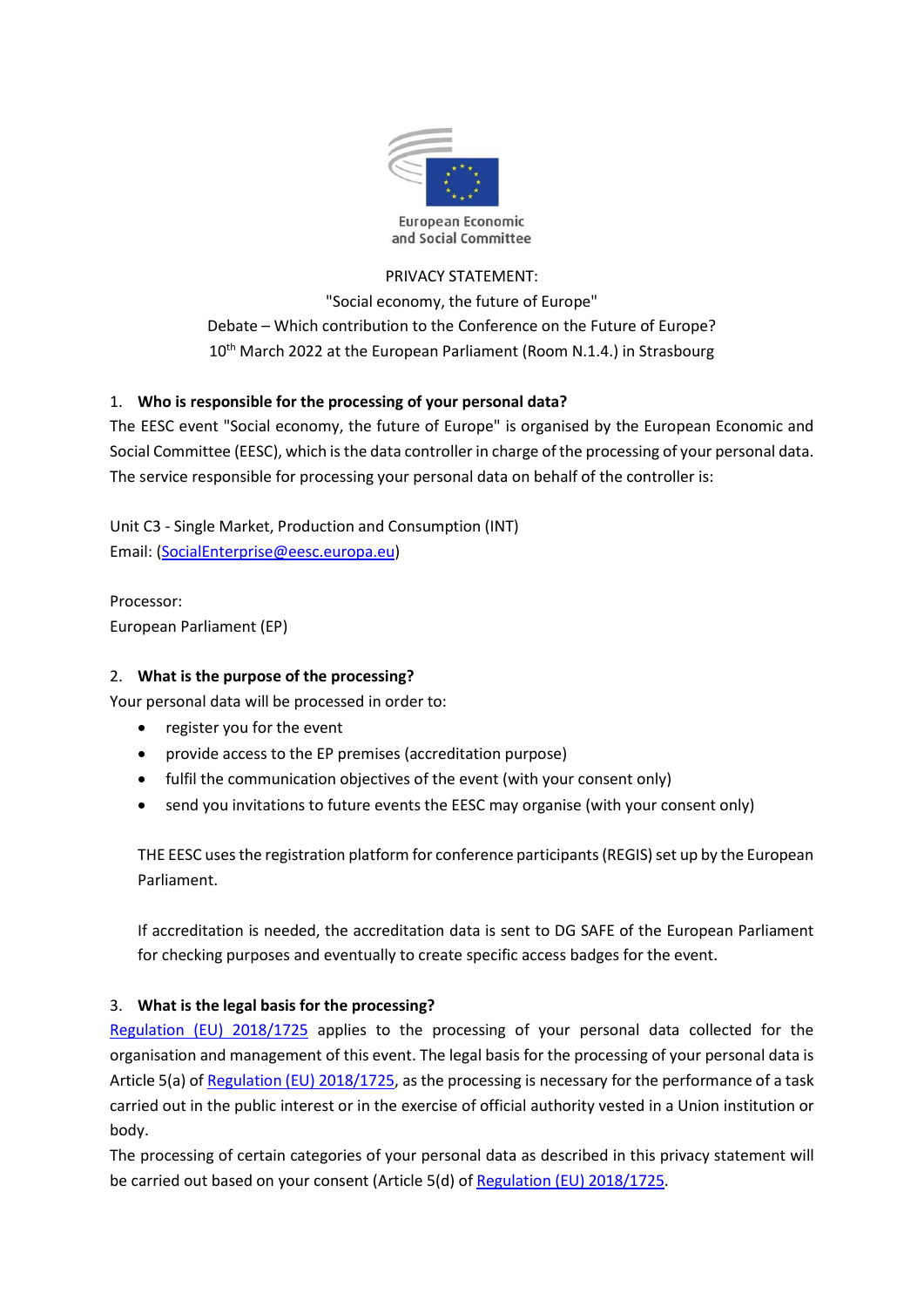European Economic and Social Committee

PRIVACY STATEMENT:

"Social economy, the future of Europe"

Debate – Which contribution to the Conference on the Future of Europe?

10th March 2022 at the European Parliament (Room N.1.4.) in Strasbourg

## 1. Who is responsible for the processing of your personal data?

The EESC event "Social economy, the future of Europe" is organised by the European Economic and Social Committee (EESC), which is the data controller in charge of the processing of your personal data. The service responsible for processing your personal data on behalf of the controller is:

Unit C3 - Single Market, Production and Consumption (INT)
Email: (SocialEnterprise@eesc.europa.eu)

Processor:
European Parliament (EP)

## 2. What is the purpose of the processing?

Your personal data will be processed in order to:

- register you for the event
- provide access to the EP premises (accreditation purpose)
- fulfil the communication objectives of the event (with your consent only)
- send you invitations to future events the EESC may organise (with your consent only)

THE EESC uses the registration platform for conference participants (REGIS) set up by the European Parliament.

If accreditation is needed, the accreditation data is sent to DG SAFE of the European Parliament for checking purposes and eventually to create specific access badges for the event.

## 3. What is the legal basis for the processing?

Regulation (EU) 2018/1725 applies to the processing of your personal data collected for the organisation and management of this event. The legal basis for the processing of your personal data is Article 5(a) of Regulation (EU) 2018/1725, as the processing is necessary for the performance of a task carried out in the public interest or in the exercise of official authority vested in a Union institution or body.

The processing of certain categories of your personal data as described in this privacy statement will be carried out based on your consent (Article 5(d) of Regulation (EU) 2018/1725.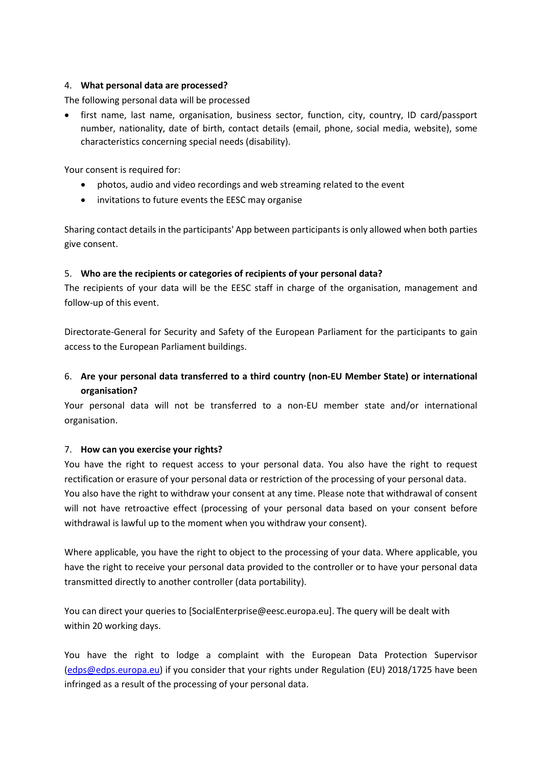## 4. What personal data are processed?

The following personal data will be processed

- first name, last name, organisation, business sector, function, city, country, ID card/passport number, nationality, date of birth, contact details (email, phone, social media, website), some characteristics concerning special needs (disability).

Your consent is required for:

- photos, audio and video recordings and web streaming related to the event
- invitations to future events the EESC may organise

Sharing contact details in the participants' App between participants is only allowed when both parties give consent.

## 5. Who are the recipients or categories of recipients of your personal data?

The recipients of your data will be the EESC staff in charge of the organisation, management and follow-up of this event.

Directorate-General for Security and Safety of the European Parliament for the participants to gain access to the European Parliament buildings.

## 6. Are your personal data transferred to a third country (non-EU Member State) or international organisation?

Your personal data will not be transferred to a non-EU member state and/or international organisation.

## 7. How can you exercise your rights?

You have the right to request access to your personal data. You also have the right to request rectification or erasure of your personal data or restriction of the processing of your personal data. You also have the right to withdraw your consent at any time. Please note that withdrawal of consent will not have retroactive effect (processing of your personal data based on your consent before withdrawal is lawful up to the moment when you withdraw your consent).

Where applicable, you have the right to object to the processing of your data. Where applicable, you have the right to receive your personal data provided to the controller or to have your personal data transmitted directly to another controller (data portability).

You can direct your queries to [SocialEnterprise@eesc.europa.eu]. The query will be dealt with within 20 working days.

You have the right to lodge a complaint with the European Data Protection Supervisor (edps@edps.europa.eu) if you consider that your rights under Regulation (EU) 2018/1725 have been infringed as a result of the processing of your personal data.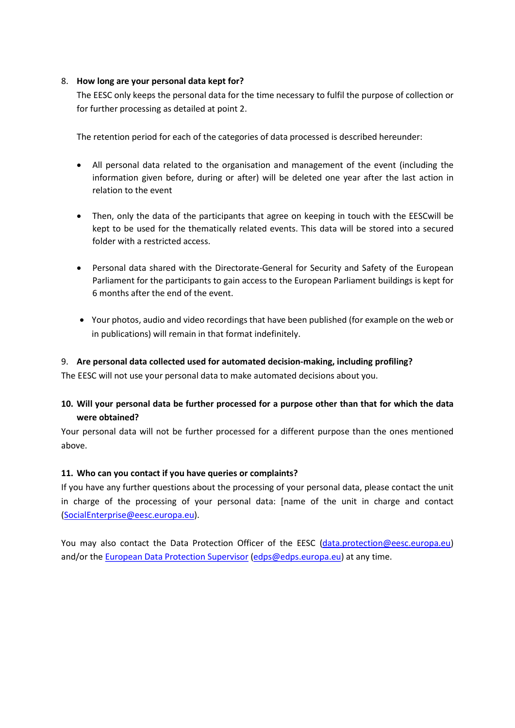8. **How long are your personal data kept for?**

   The EESC only keeps the personal data for the time necessary to fulfil the purpose of collection or for further processing as detailed at point 2.

   The retention period for each of the categories of data processed is described hereunder:

   - All personal data related to the organisation and management of the event (including the information given before, during or after) will be deleted one year after the last action in relation to the event

   - Then, only the data of the participants that agree on keeping in touch with the EESCwill be kept to be used for the thematically related events. This data will be stored into a secured folder with a restricted access.

   - Personal data shared with the Directorate-General for Security and Safety of the European Parliament for the participants to gain access to the European Parliament buildings is kept for 6 months after the end of the event.

   - Your photos, audio and video recordings that have been published (for example on the web or in publications) will remain in that format indefinitely.

9. **Are personal data collected used for automated decision-making, including profiling?**

The EESC will not use your personal data to make automated decisions about you.

10. **Will your personal data be further processed for a purpose other than that for which the data were obtained?**

Your personal data will not be further processed for a different purpose than the ones mentioned above.

11. **Who can you contact if you have queries or complaints?**

If you have any further questions about the processing of your personal data, please contact the unit in charge of the processing of your personal data: [name of the unit in charge and contact (SocialEnterprise@eesc.europa.eu).

You may also contact the Data Protection Officer of the EESC (data.protection@eesc.europa.eu) and/or the European Data Protection Supervisor (edps@edps.europa.eu) at any time.